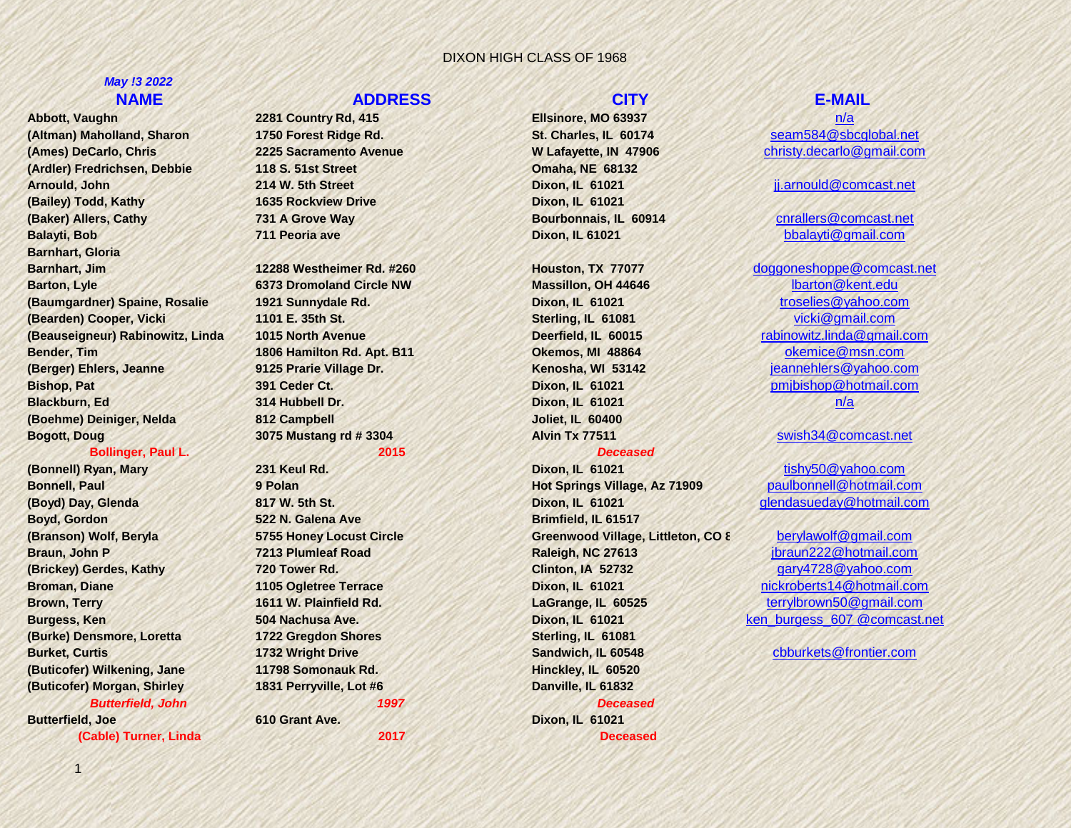# DIXON HIGH CLASS OF 1968

*May !3 2022*

| NAME | ADDRESS | CITY | E-MAIL |
|---|---|---|---|
| **Abbott, Vaughn** | **2281 Country Rd, 415** | **Ellsinore, MO 63937** | n/a |
| **(Altman) Maholland, Sharon** | **1750 Forest Ridge Rd.** | **St. Charles, IL 60174** | seam584@sbcglobal.net |
| **(Ames) DeCarlo, Chris** | **2225 Sacramento Avenue** | **W Lafayette, IN 47906** | christy.decarlo@gmail.com |
| **(Ardler) Fredrichsen, Debbie** | **118 S. 51st Street** | **Omaha, NE 68132** | |
| **Arnould, John** | **214 W. 5th Street** | **Dixon, IL 61021** | jj.arnould@comcast.net |
| **(Bailey) Todd, Kathy** | **1635 Rockview Drive** | **Dixon, IL 61021** | |
| **(Baker) Allers, Cathy** | **731 A Grove Way** | **Bourbonnais, IL 60914** | cnrallers@comcast.net |
| **Balayti, Bob** | **711 Peoria ave** | **Dixon, IL 61021** | bbalayti@gmail.com |
| **Barnhart, Gloria** | | | |
| **Barnhart, Jim** | **12288 Westheimer Rd. #260** | **Houston, TX 77077** | doggoneshoppe@comcast.net |
| **Barton, Lyle** | **6373 Dromoland Circle NW** | **Massillon, OH 44646** | lbarton@kent.edu |
| **(Baumgardner) Spaine, Rosalie** | **1921 Sunnydale Rd.** | **Dixon, IL 61021** | troselies@yahoo.com |
| **(Bearden) Cooper, Vicki** | **1101 E. 35th St.** | **Sterling, IL 61081** | vicki@gmail.com |
| **(Beauseigneur) Rabinowitz, Linda** | **1015 North Avenue** | **Deerfield, IL 60015** | rabinowitz.linda@gmail.com |
| **Bender, Tim** | **1806 Hamilton Rd. Apt. B11** | **Okemos, MI 48864** | okemice@msn.com |
| **(Berger) Ehlers, Jeanne** | **9125 Prarie Village Dr.** | **Kenosha, WI 53142** | jeannehlers@yahoo.com |
| **Bishop, Pat** | **391 Ceder Ct.** | **Dixon, IL 61021** | pmjbishop@hotmail.com |
| **Blackburn, Ed** | **314 Hubbell Dr.** | **Dixon, IL 61021** | n/a |
| **(Boehme) Deiniger, Nelda** | **812 Campbell** | **Joliet, IL 60400** | |
| **Bogott, Doug** | **3075 Mustang rd # 3304** | **Alvin Tx 77511** | swish34@comcast.net |
| **Bollinger, Paul L.** | **2015** | ***Deceased*** | |
| **(Bonnell) Ryan, Mary** | **231 Keul Rd.** | **Dixon, IL 61021** | tishy50@yahoo.com |
| **Bonnell, Paul** | **9 Polan** | **Hot Springs Village, Az 71909** | paulbonnell@hotmail.com |
| **(Boyd) Day, Glenda** | **817 W. 5th St.** | **Dixon, IL 61021** | glendasueday@hotmail.com |
| **Boyd, Gordon** | **522 N. Galena Ave** | **Brimfield, IL 61517** | |
| **(Branson) Wolf, Beryla** | **5755 Honey Locust Circle** | **Greenwood Village, Littleton, CO 8** | berylawolf@gmail.com |
| **Braun, John P** | **7213 Plumleaf Road** | **Raleigh, NC 27613** | jbraun222@hotmail.com |
| **(Brickey) Gerdes, Kathy** | **720 Tower Rd.** | **Clinton, IA 52732** | gary4728@yahoo.com |
| **Broman, Diane** | **1105 Ogletree Terrace** | **Dixon, IL 61021** | nickroberts14@hotmail.com |
| **Brown, Terry** | **1611 W. Plainfield Rd.** | **LaGrange, IL 60525** | terrylbrown50@gmail.com |
| **Burgess, Ken** | **504 Nachusa Ave.** | **Dixon, IL 61021** | ken_burgess_607 @comcast.net |
| **(Burke) Densmore, Loretta** | **1722 Gregdon Shores** | **Sterling, IL 61081** | |
| **Burket, Curtis** | **1732 Wright Drive** | **Sandwich, IL 60548** | cbburkets@frontier.com |
| **(Buticofer) Wilkening, Jane** | **11798 Somonauk Rd.** | **Hinckley, IL 60520** | |
| **(Buticofer) Morgan, Shirley** | **1831 Perryville, Lot #6** | **Danville, IL 61832** | |
| ***Butterfield, John*** | ***1997*** | ***Deceased*** | |
| **Butterfield, Joe** | **610 Grant Ave.** | **Dixon, IL 61021** | |
| **(Cable) Turner, Linda** | **2017** | **Deceased** | |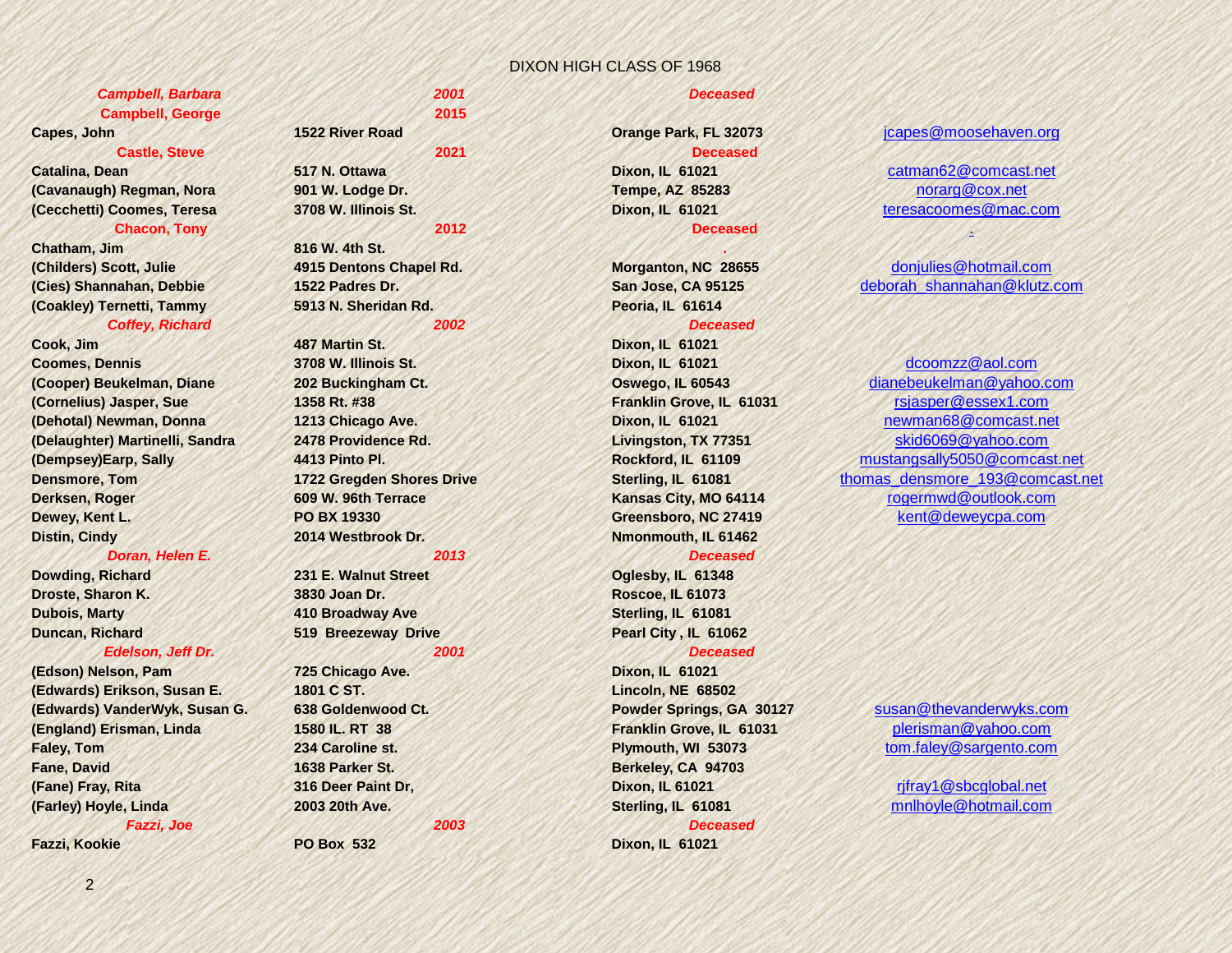DIXON HIGH CLASS OF 1968

| Name | Address | City/State/Zip | Email |
|---|---|---|---|
| *Campbell, Barbara* | *2001* | *Deceased* | |
| Campbell, George | 2015 | | |
| Capes, John | 1522 River Road | Orange Park, FL 32073 | jcapes@moosehaven.org |
| Castle, Steve | 2021 | Deceased | |
| Catalina, Dean | 517 N. Ottawa | Dixon, IL 61021 | catman62@comcast.net |
| (Cavanaugh) Regman, Nora | 901 W. Lodge Dr. | Tempe, AZ 85283 | norarg@cox.net |
| (Cecchetti) Coomes, Teresa | 3708 W. Illinois St. | Dixon, IL 61021 | teresacoomes@mac.com |
| Chacon, Tony | 2012 | Deceased | . |
| Chatham, Jim | 816 W. 4th St. | . | |
| (Childers) Scott, Julie | 4915 Dentons Chapel Rd. | Morganton, NC 28655 | donjulies@hotmail.com |
| (Cies) Shannahan, Debbie | 1522 Padres Dr. | San Jose, CA 95125 | deborah_shannahan@klutz.com |
| (Coakley) Ternetti, Tammy | 5913 N. Sheridan Rd. | Peoria, IL 61614 | |
| *Coffey, Richard* | *2002* | *Deceased* | |
| Cook, Jim | 487 Martin St. | Dixon, IL 61021 | |
| Coomes, Dennis | 3708 W. Illinois St. | Dixon, IL 61021 | dcoomzz@aol.com |
| (Cooper) Beukelman, Diane | 202 Buckingham Ct. | Oswego, IL 60543 | dianebeukelman@yahoo.com |
| (Cornelius) Jasper, Sue | 1358 Rt. #38 | Franklin Grove, IL 61031 | rsjasper@essex1.com |
| (Dehotal) Newman, Donna | 1213 Chicago Ave. | Dixon, IL 61021 | newman68@comcast.net |
| (Delaughter) Martinelli, Sandra | 2478 Providence Rd. | Livingston, TX 77351 | skid6069@yahoo.com |
| (Dempsey)Earp, Sally | 4413 Pinto Pl. | Rockford, IL 61109 | mustangsally5050@comcast.net |
| Densmore, Tom | 1722 Gregden Shores Drive | Sterling, IL 61081 | thomas_densmore_193@comcast.net |
| Derksen, Roger | 609 W. 96th Terrace | Kansas City, MO 64114 | rogermwd@outlook.com |
| Dewey, Kent L. | PO BX 19330 | Greensboro, NC 27419 | kent@deweycpa.com |
| Distin, Cindy | 2014 Westbrook Dr. | Nmonmouth, IL 61462 | |
| *Doran, Helen E.* | *2013* | *Deceased* | |
| Dowding, Richard | 231 E. Walnut Street | Oglesby, IL 61348 | |
| Droste, Sharon K. | 3830 Joan Dr. | Roscoe, IL 61073 | |
| Dubois, Marty | 410 Broadway Ave | Sterling, IL 61081 | |
| Duncan, Richard | 519 Breezeway Drive | Pearl City , IL 61062 | |
| *Edelson, Jeff Dr.* | *2001* | *Deceased* | |
| (Edson) Nelson, Pam | 725 Chicago Ave. | Dixon, IL 61021 | |
| (Edwards) Erikson, Susan E. | 1801 C ST. | Lincoln, NE 68502 | |
| (Edwards) VanderWyk, Susan G. | 638 Goldenwood Ct. | Powder Springs, GA 30127 | susan@thevanderwyks.com |
| (England) Erisman, Linda | 1580 IL. RT 38 | Franklin Grove, IL 61031 | plerisman@yahoo.com |
| Faley, Tom | 234 Caroline st. | Plymouth, WI 53073 | tom.faley@sargento.com |
| Fane, David | 1638 Parker St. | Berkeley, CA 94703 | |
| (Fane) Fray, Rita | 316 Deer Paint Dr, | Dixon, IL 61021 | rjfray1@sbcglobal.net |
| (Farley) Hoyle, Linda | 2003 20th Ave. | Sterling, IL 61081 | mnlhoyle@hotmail.com |
| *Fazzi, Joe* | *2003* | *Deceased* | |
| Fazzi, Kookie | PO Box 532 | Dixon, IL 61021 | |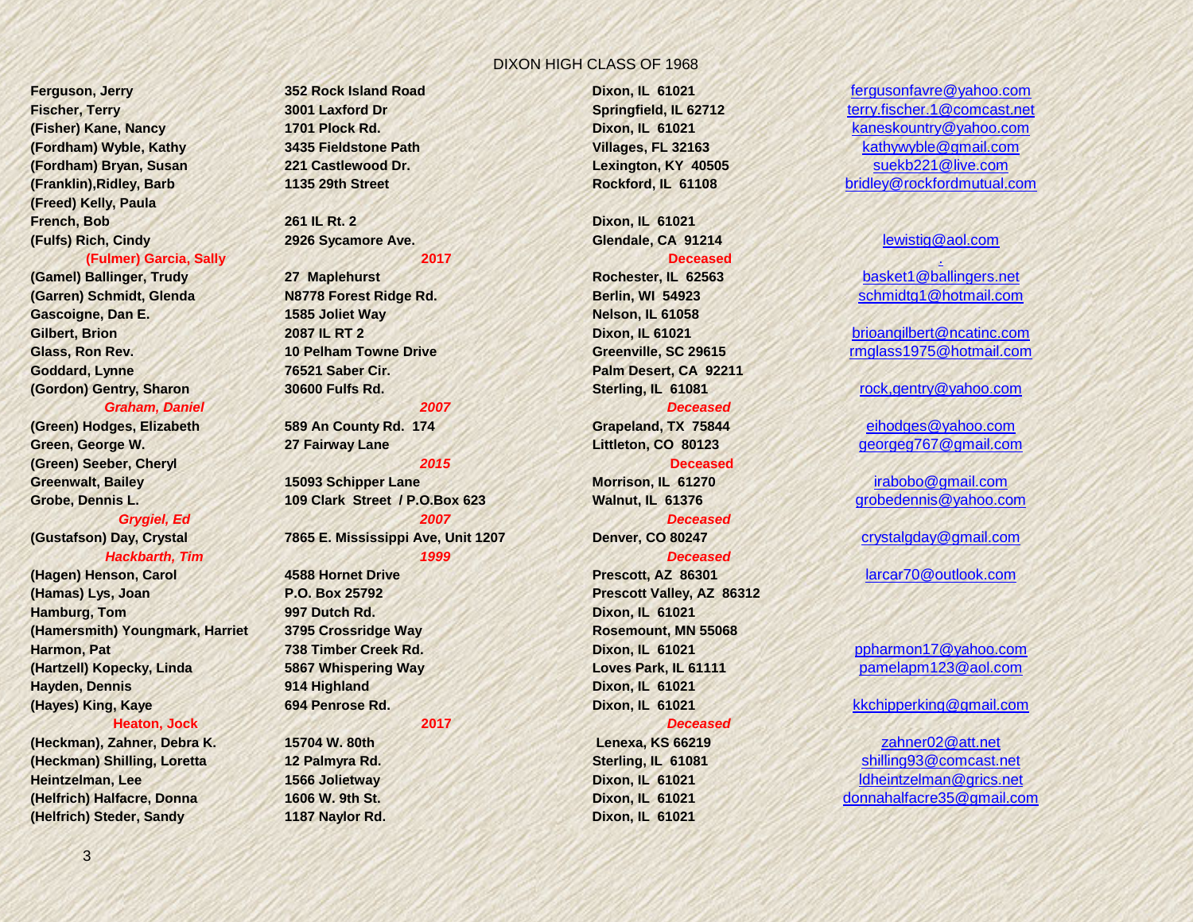DIXON HIGH CLASS OF 1968

| | | | |
|---|---|---|---|
| **Ferguson, Jerry** | **352 Rock Island Road** | **Dixon, IL 61021** | fergusonfavre@yahoo.com |
| **Fischer, Terry** | **3001 Laxford Dr** | **Springfield, IL 62712** | terry.fischer.1@comcast.net |
| **(Fisher) Kane, Nancy** | **1701 Plock Rd.** | **Dixon, IL 61021** | kaneskountry@yahoo.com |
| **(Fordham) Wyble, Kathy** | **3435 Fieldstone Path** | **Villages, FL 32163** | kathywyble@gmail.com |
| **(Fordham) Bryan, Susan** | **221 Castlewood Dr.** | **Lexington, KY 40505** | suekb221@live.com |
| **(Franklin),Ridley, Barb** | **1135 29th Street** | **Rockford, IL 61108** | bridley@rockfordmutual.com |
| **(Freed) Kelly, Paula** | | | |
| **French, Bob** | **261 IL Rt. 2** | **Dixon, IL 61021** | |
| **(Fulfs) Rich, Cindy** | **2926 Sycamore Ave.** | **Glendale, CA 91214** | lewistiq@aol.com |
| **(Fulmer) Garcia, Sally** | **2017** | **Deceased** | |
| **(Gamel) Ballinger, Trudy** | **27 Maplehurst** | **Rochester, IL 62563** | basket1@ballingers.net |
| **(Garren) Schmidt, Glenda** | **N8778 Forest Ridge Rd.** | **Berlin, WI 54923** | schmidtg1@hotmail.com |
| **Gascoigne, Dan E.** | **1585 Joliet Way** | **Nelson, IL 61058** | |
| **Gilbert, Brion** | **2087 IL RT 2** | **Dixon, IL 61021** | brioangilbert@ncatinc.com |
| **Glass, Ron Rev.** | **10 Pelham Towne Drive** | **Greenville, SC 29615** | rmglass1975@hotmail.com |
| **Goddard, Lynne** | **76521 Saber Cir.** | **Palm Desert, CA 92211** | |
| **(Gordon) Gentry, Sharon** | **30600 Fulfs Rd.** | **Sterling, IL 61081** | rock,gentry@yahoo.com |
| ***Graham, Daniel*** | ***2007*** | ***Deceased*** | |
| **(Green) Hodges, Elizabeth** | **589 An County Rd. 174** | **Grapeland, TX 75844** | eihodges@yahoo.com |
| **Green, George W.** | **27 Fairway Lane** | **Littleton, CO 80123** | georgeg767@gmail.com |
| **(Green) Seeber, Cheryl** | ***2015*** | **Deceased** | |
| **Greenwalt, Bailey** | **15093 Schipper Lane** | **Morrison, IL 61270** | irabobo@gmail.com |
| **Grobe, Dennis L.** | **109 Clark Street / P.O.Box 623** | **Walnut, IL 61376** | grobedennis@yahoo.com |
| ***Grygiel, Ed*** | ***2007*** | ***Deceased*** | |
| **(Gustafson) Day, Crystal** | **7865 E. Mississippi Ave, Unit 1207** | **Denver, CO 80247** | crystalgday@gmail.com |
| ***Hackbarth, Tim*** | ***1999*** | ***Deceased*** | |
| **(Hagen) Henson, Carol** | **4588 Hornet Drive** | **Prescott, AZ 86301** | larcar70@outlook.com |
| **(Hamas) Lys, Joan** | **P.O. Box 25792** | **Prescott Valley, AZ 86312** | |
| **Hamburg, Tom** | **997 Dutch Rd.** | **Dixon, IL 61021** | |
| **(Hamersmith) Youngmark, Harriet** | **3795 Crossridge Way** | **Rosemount, MN 55068** | |
| **Harmon, Pat** | **738 Timber Creek Rd.** | **Dixon, IL 61021** | ppharmon17@yahoo.com |
| **(Hartzell) Kopecky, Linda** | **5867 Whispering Way** | **Loves Park, IL 61111** | pamelapm123@aol.com |
| **Hayden, Dennis** | **914 Highland** | **Dixon, IL 61021** | |
| **(Hayes) King, Kaye** | **694 Penrose Rd.** | **Dixon, IL 61021** | kkchipperking@gmail.com |
| **Heaton, Jock** | **2017** | ***Deceased*** | |
| **(Heckman), Zahner, Debra K.** | **15704 W. 80th** | **Lenexa, KS 66219** | zahner02@att.net |
| **(Heckman) Shilling, Loretta** | **12 Palmyra Rd.** | **Sterling, IL 61081** | shilling93@comcast.net |
| **Heintzelman, Lee** | **1566 Jolietway** | **Dixon, IL 61021** | ldheintzelman@grics.net |
| **(Helfrich) Halfacre, Donna** | **1606 W. 9th St.** | **Dixon, IL 61021** | donnahalfacre35@gmail.com |
| **(Helfrich) Steder, Sandy** | **1187 Naylor Rd.** | **Dixon, IL 61021** | |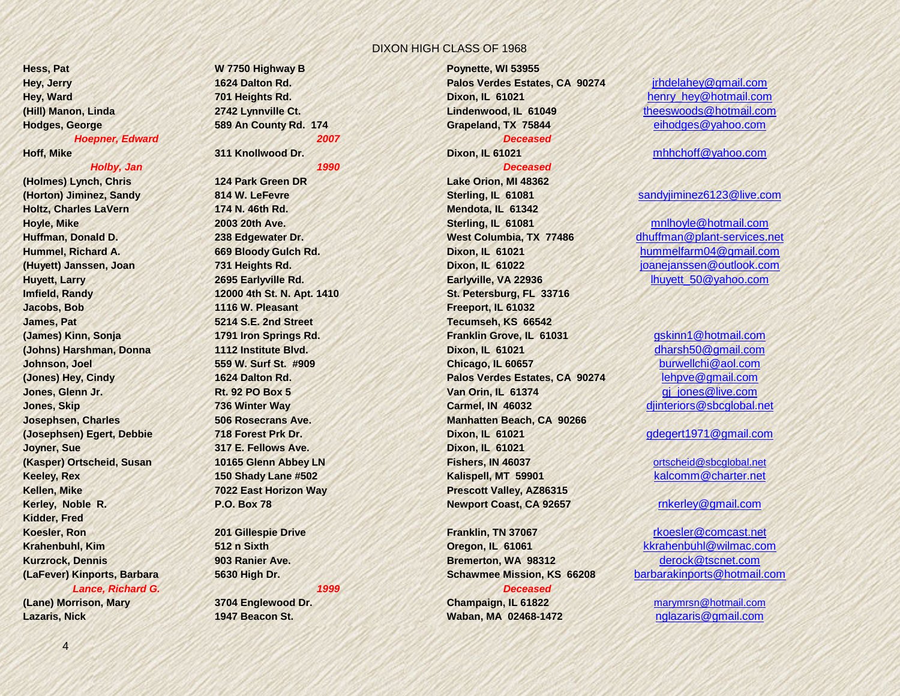DIXON HIGH CLASS OF 1968

| Name | Address | City/State/Zip | Email |
|---|---|---|---|
| **Hess, Pat** | **W 7750 Highway B** | **Poynette, WI 53955** | |
| **Hey, Jerry** | **1624 Dalton Rd.** | **Palos Verdes Estates, CA 90274** | jrhdelahey@gmail.com |
| **Hey, Ward** | **701 Heights Rd.** | **Dixon, IL 61021** | henry_hey@hotmail.com |
| **(Hill) Manon, Linda** | **2742 Lynnville Ct.** | **Lindenwood, IL 61049** | theeswoods@hotmail.com |
| **Hodges, George** | **589 An County Rd. 174** | **Grapeland, TX 75844** | eihodges@yahoo.com |
| ***Hoepner, Edward*** | ***2007*** | ***Deceased*** | |
| **Hoff, Mike** | **311 Knollwood Dr.** | **Dixon, IL 61021** | mhhchoff@yahoo.com |
| ***Holby, Jan*** | ***1990*** | ***Deceased*** | |
| **(Holmes) Lynch, Chris** | **124 Park Green DR** | **Lake Orion, MI 48362** | |
| **(Horton) Jiminez, Sandy** | **814 W. LeFevre** | **Sterling, IL 61081** | sandyjiminez6123@live.com |
| **Holtz, Charles LaVern** | **174 N. 46th Rd.** | **Mendota, IL 61342** | |
| **Hoyle, Mike** | **2003 20th Ave.** | **Sterling, IL 61081** | mnlhoyle@hotmail.com |
| **Huffman, Donald D.** | **238 Edgewater Dr.** | **West Columbia, TX 77486** | dhuffman@plant-services.net |
| **Hummel, Richard A.** | **669 Bloody Gulch Rd.** | **Dixon, IL 61021** | hummelfarm04@gmail.com |
| **(Huyett) Janssen, Joan** | **731 Heights Rd.** | **Dixon, IL 61022** | joanejanssen@outlook.com |
| **Huyett, Larry** | **2695 Earlyville Rd.** | **Earlyville, VA 22936** | lhuyett_50@yahoo.com |
| **Imfield, Randy** | **12000 4th St. N. Apt. 1410** | **St. Petersburg, FL 33716** | |
| **Jacobs, Bob** | **1116 W. Pleasant** | **Freeport, IL 61032** | |
| **James, Pat** | **5214 S.E. 2nd Street** | **Tecumseh, KS 66542** | |
| **(James) Kinn, Sonja** | **1791 Iron Springs Rd.** | **Franklin Grove, IL 61031** | gskinn1@hotmail.com |
| **(Johns) Harshman, Donna** | **1112 Institute Blvd.** | **Dixon, IL 61021** | dharsh50@gmail.com |
| **Johnson, Joel** | **559 W. Surf St. #909** | **Chicago, IL 60657** | burwellchi@aol.com |
| **(Jones) Hey, Cindy** | **1624 Dalton Rd.** | **Palos Verdes Estates, CA 90274** | lehpve@gmail.com |
| **Jones, Glenn Jr.** | **Rt. 92 PO Box 5** | **Van Orin, IL 61374** | gj_jones@live.com |
| **Jones, Skip** | **736 Winter Way** | **Carmel, IN 46032** | djinteriors@sbcglobal.net |
| **Josephsen, Charles** | **506 Rosecrans Ave.** | **Manhatten Beach, CA 90266** | |
| **(Josephsen) Egert, Debbie** | **718 Forest Prk Dr.** | **Dixon, IL 61021** | gdegert1971@gmail.com |
| **Joyner, Sue** | **317 E. Fellows Ave.** | **Dixon, IL 61021** | |
| **(Kasper) Ortscheid, Susan** | **10165 Glenn Abbey LN** | **Fishers, IN 46037** | ortscheid@sbcglobal.net |
| **Keeley, Rex** | **150 Shady Lane #502** | **Kalispell, MT 59901** | kalcomm@charter.net |
| **Kellen, Mike** | **7022 East Horizon Way** | **Prescott Valley, AZ86315** | |
| **Kerley, Noble R.** | **P.O. Box 78** | **Newport Coast, CA 92657** | rnkerley@gmail.com |
| **Kidder, Fred** | | | |
| **Koesler, Ron** | **201 Gillespie Drive** | **Franklin, TN 37067** | rkoesler@comcast.net |
| **Krahenbuhl, Kim** | **512 n Sixth** | **Oregon, IL 61061** | kkrahenbuhl@wilmac.com |
| **Kurzrock, Dennis** | **903 Ranier Ave.** | **Bremerton, WA 98312** | derock@tscnet.com |
| **(LaFever) Kinports, Barbara** | **5630 High Dr.** | **Schawmee Mission, KS 66208** | barbarakinports@hotmail.com |
| ***Lance, Richard G.*** | ***1999*** | ***Deceased*** | |
| **(Lane) Morrison, Mary** | **3704 Englewood Dr.** | **Champaign, IL 61822** | marymrsn@hotmail.com |
| **Lazaris, Nick** | **1947 Beacon St.** | **Waban, MA 02468-1472** | nglazaris@gmail.com |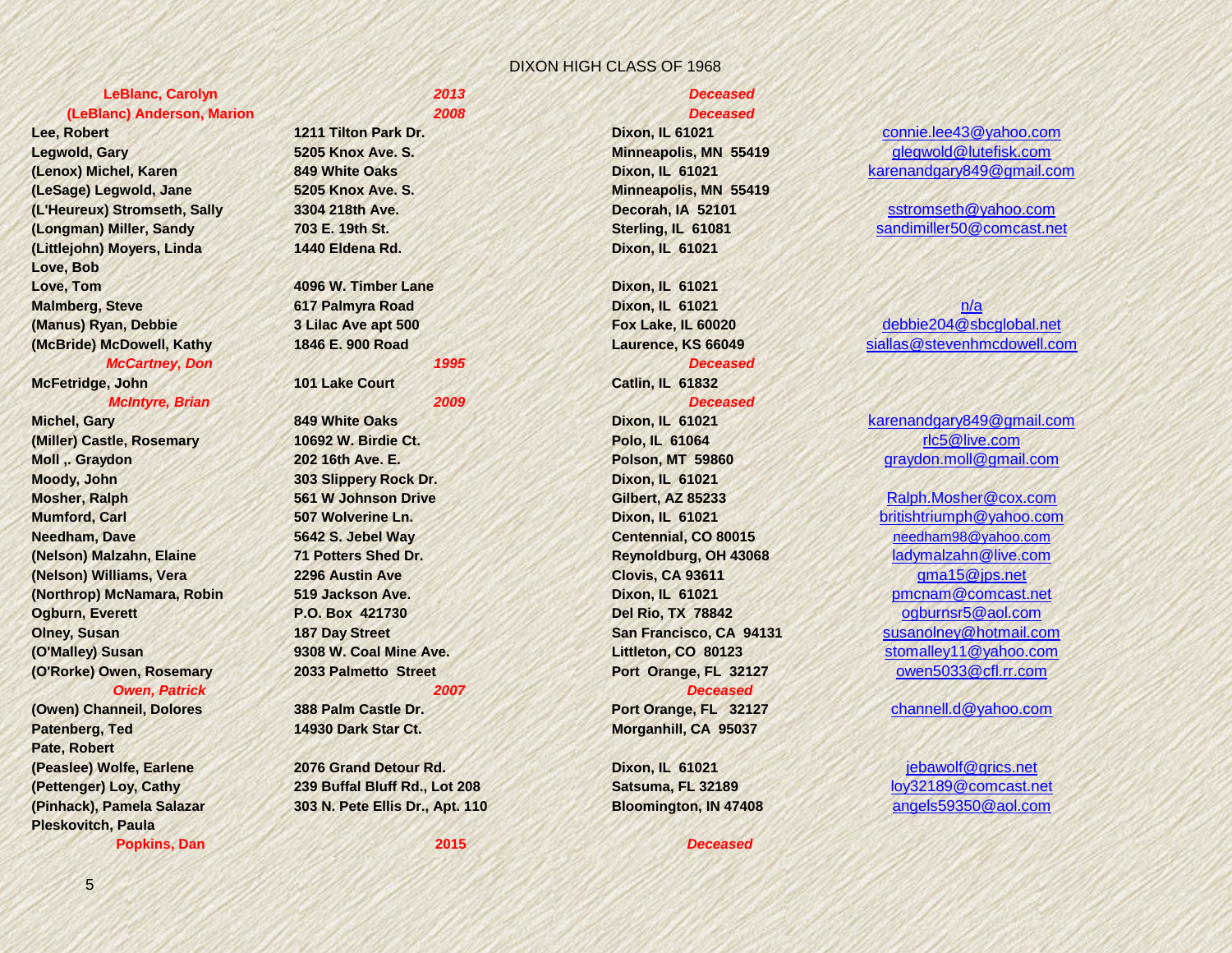# DIXON HIGH CLASS OF 1968

| Name | Address | City/State/Zip | Email |
|---|---|---|---|
| *LeBlanc, Carolyn* | *2013* | *Deceased* | |
| *(LeBlanc) Anderson, Marion* | *2008* | *Deceased* | |
| **Lee, Robert** | **1211 Tilton Park Dr.** | **Dixon, IL 61021** | connie.lee43@yahoo.com |
| **Legwold, Gary** | **5205 Knox Ave. S.** | **Minneapolis, MN 55419** | glegwold@lutefisk.com |
| **(Lenox) Michel, Karen** | **849 White Oaks** | **Dixon, IL 61021** | karenandgary849@gmail.com |
| **(LeSage) Legwold, Jane** | **5205 Knox Ave. S.** | **Minneapolis, MN 55419** | |
| **(L'Heureux) Stromseth, Sally** | **3304 218th Ave.** | **Decorah, IA 52101** | sstromseth@yahoo.com |
| **(Longman) Miller, Sandy** | **703 E. 19th St.** | **Sterling, IL 61081** | sandimiller50@comcast.net |
| **(Littlejohn) Moyers, Linda** | **1440 Eldena Rd.** | **Dixon, IL 61021** | |
| **Love, Bob** | | | |
| **Love, Tom** | **4096 W. Timber Lane** | **Dixon, IL 61021** | |
| **Malmberg, Steve** | **617 Palmyra Road** | **Dixon, IL 61021** | n/a |
| **(Manus) Ryan, Debbie** | **3 Lilac Ave apt 500** | **Fox Lake, IL 60020** | debbie204@sbcglobal.net |
| **(McBride) McDowell, Kathy** | **1846 E. 900 Road** | **Laurence, KS 66049** | siallas@stevenhmcdowell.com |
| *McCartney, Don* | *1995* | *Deceased* | |
| **McFetridge, John** | **101 Lake Court** | **Catlin, IL 61832** | |
| *McIntyre, Brian* | *2009* | *Deceased* | |
| **Michel, Gary** | **849 White Oaks** | **Dixon, IL 61021** | karenandgary849@gmail.com |
| **(Miller) Castle, Rosemary** | **10692 W. Birdie Ct.** | **Polo, IL 61064** | rlc5@live.com |
| **Moll ,. Graydon** | **202 16th Ave. E.** | **Polson, MT 59860** | graydon.moll@gmail.com |
| **Moody, John** | **303 Slippery Rock Dr.** | **Dixon, IL 61021** | |
| **Mosher, Ralph** | **561 W Johnson Drive** | **Gilbert, AZ 85233** | Ralph.Mosher@cox.com |
| **Mumford, Carl** | **507 Wolverine Ln.** | **Dixon, IL 61021** | britishtriumph@yahoo.com |
| **Needham, Dave** | **5642 S. Jebel Way** | **Centennial, CO 80015** | needham98@yahoo.com |
| **(Nelson) Malzahn, Elaine** | **71 Potters Shed Dr.** | **Reynoldburg, OH 43068** | ladymalzahn@live.com |
| **(Nelson) Williams, Vera** | **2296 Austin Ave** | **Clovis, CA 93611** | gma15@jps.net |
| **(Northrop) McNamara, Robin** | **519 Jackson Ave.** | **Dixon, IL 61021** | pmcnam@comcast.net |
| **Ogburn, Everett** | **P.O. Box 421730** | **Del Rio, TX 78842** | ogburnsr5@aol.com |
| **Olney, Susan** | **187 Day Street** | **San Francisco, CA 94131** | susanolney@hotmail.com |
| **(O'Malley) Susan** | **9308 W. Coal Mine Ave.** | **Littleton, CO 80123** | stomalley11@yahoo.com |
| **(O'Rorke) Owen, Rosemary** | **2033 Palmetto Street** | **Port Orange, FL 32127** | owen5033@cfl.rr.com |
| *Owen, Patrick* | *2007* | *Deceased* | |
| **(Owen) Channeil, Dolores** | **388 Palm Castle Dr.** | **Port Orange, FL 32127** | channell.d@yahoo.com |
| **Patenberg, Ted** | **14930 Dark Star Ct.** | **Morganhill, CA 95037** | |
| **Pate, Robert** | | | |
| **(Peaslee) Wolfe, Earlene** | **2076 Grand Detour Rd.** | **Dixon, IL 61021** | jebawolf@grics.net |
| **(Pettenger) Loy, Cathy** | **239 Buffal Bluff Rd., Lot 208** | **Satsuma, FL 32189** | loy32189@comcast.net |
| **(Pinhack), Pamela Salazar** | **303 N. Pete Ellis Dr., Apt. 110** | **Bloomington, IN 47408** | angels59350@aol.com |
| **Pleskovitch, Paula** | | | |
| **Popkins, Dan** | **2015** | *Deceased* | |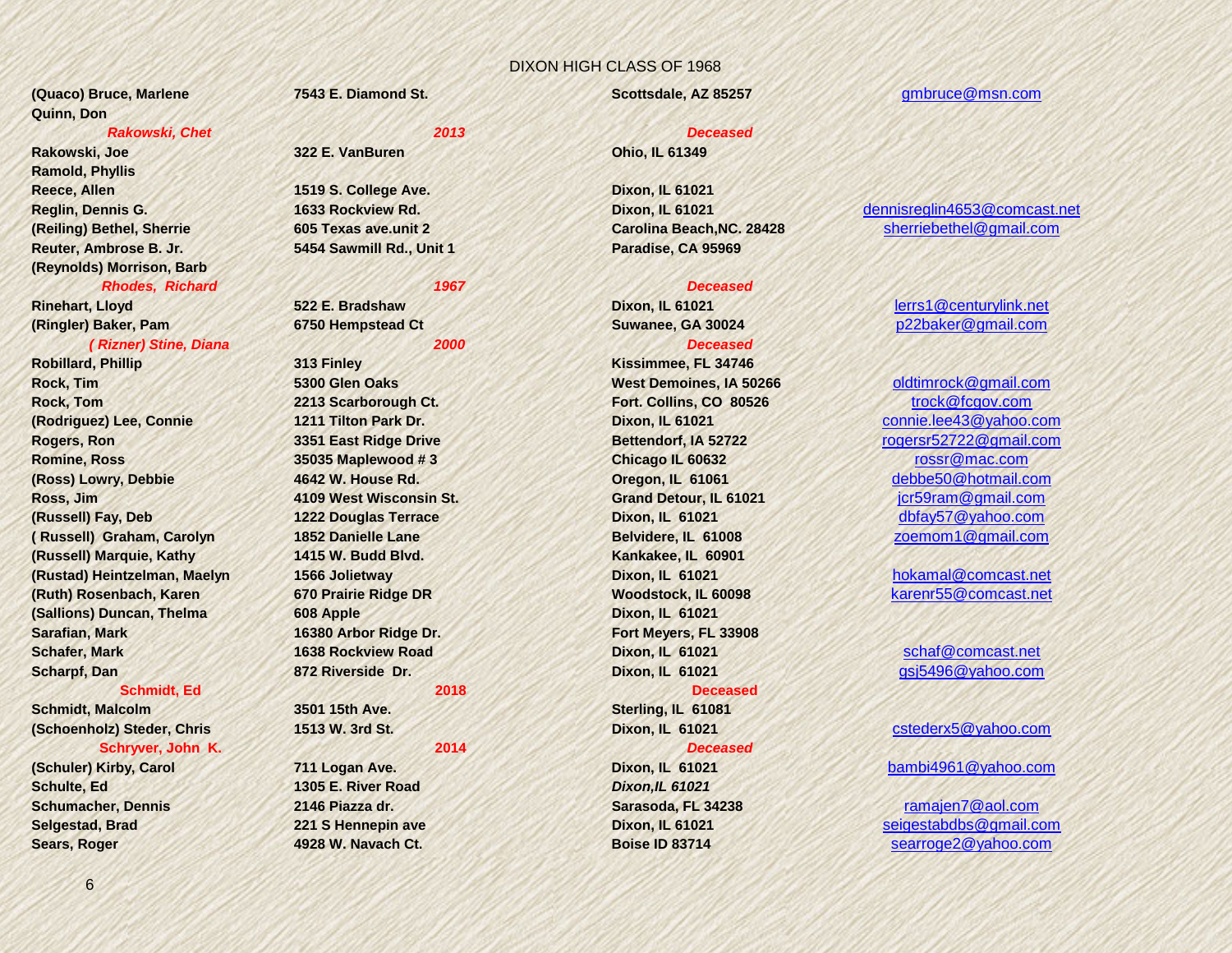DIXON HIGH CLASS OF 1968

| Name | Address | City/State/Zip | Email |
|---|---|---|---|
| (Quaco) Bruce, Marlene | 7543 E. Diamond St. | Scottsdale, AZ 85257 | gmbruce@msn.com |
| Quinn, Don | | | |
| *Rakowski, Chet* | *2013* | *Deceased* | |
| Rakowski, Joe | 322 E. VanBuren | Ohio, IL 61349 | |
| Ramold, Phyllis | | | |
| Reece, Allen | 1519 S. College Ave. | Dixon, IL 61021 | |
| Reglin, Dennis G. | 1633 Rockview Rd. | Dixon, IL 61021 | dennisreglin4653@comcast.net |
| (Reiling) Bethel, Sherrie | 605 Texas ave.unit 2 | Carolina Beach,NC. 28428 | sherriebethel@gmail.com |
| Reuter, Ambrose B. Jr. | 5454 Sawmill Rd., Unit 1 | Paradise, CA 95969 | |
| (Reynolds) Morrison, Barb | | | |
| *Rhodes, Richard* | *1967* | *Deceased* | |
| Rinehart, Lloyd | 522 E. Bradshaw | Dixon, IL 61021 | lerrs1@centurylink.net |
| (Ringler) Baker, Pam | 6750 Hempstead Ct | Suwanee, GA 30024 | p22baker@gmail.com |
| *( Rizner) Stine, Diana* | *2000* | *Deceased* | |
| Robillard, Phillip | 313 Finley | Kissimmee, FL 34746 | |
| Rock, Tim | 5300 Glen Oaks | West Demoines, IA 50266 | oldtimrock@gmail.com |
| Rock, Tom | 2213 Scarborough Ct. | Fort. Collins, CO 80526 | trock@fcgov.com |
| (Rodriguez) Lee, Connie | 1211 Tilton Park Dr. | Dixon, IL 61021 | connie.lee43@yahoo.com |
| Rogers, Ron | 3351 East Ridge Drive | Bettendorf, IA 52722 | rogersr52722@gmail.com |
| Romine, Ross | 35035 Maplewood # 3 | Chicago IL 60632 | rossr@mac.com |
| (Ross) Lowry, Debbie | 4642 W. House Rd. | Oregon, IL 61061 | debbe50@hotmail.com |
| Ross, Jim | 4109 West Wisconsin St. | Grand Detour, IL 61021 | jcr59ram@gmail.com |
| (Russell) Fay, Deb | 1222 Douglas Terrace | Dixon, IL 61021 | dbfay57@yahoo.com |
| ( Russell) Graham, Carolyn | 1852 Danielle Lane | Belvidere, IL 61008 | zoemom1@gmail.com |
| (Russell) Marquie, Kathy | 1415 W. Budd Blvd. | Kankakee, IL 60901 | |
| (Rustad) Heintzelman, Maelyn | 1566 Jolietway | Dixon, IL 61021 | hokamal@comcast.net |
| (Ruth) Rosenbach, Karen | 670 Prairie Ridge DR | Woodstock, IL 60098 | karenr55@comcast.net |
| (Sallions) Duncan, Thelma | 608 Apple | Dixon, IL 61021 | |
| Sarafian, Mark | 16380 Arbor Ridge Dr. | Fort Meyers, FL 33908 | |
| Schafer, Mark | 1638 Rockview Road | Dixon, IL 61021 | schaf@comcast.net |
| Scharpf, Dan | 872 Riverside Dr. | Dixon, IL 61021 | gsj5496@yahoo.com |
| Schmidt, Ed | 2018 | Deceased | |
| Schmidt, Malcolm | 3501 15th Ave. | Sterling, IL 61081 | |
| (Schoenholz) Steder, Chris | 1513 W. 3rd St. | Dixon, IL 61021 | cstederx5@yahoo.com |
| Schryver, John K. | 2014 | *Deceased* | |
| (Schuler) Kirby, Carol | 711 Logan Ave. | Dixon, IL 61021 | bambi4961@yahoo.com |
| Schulte, Ed | 1305 E. River Road | *Dixon,IL 61021* | |
| Schumacher, Dennis | 2146 Piazza dr. | Sarasoda, FL 34238 | ramajen7@aol.com |
| Selgestad, Brad | 221 S Hennepin ave | Dixon, IL 61021 | seigestabdbs@gmail.com |
| Sears, Roger | 4928 W. Navach Ct. | Boise ID 83714 | searroge2@yahoo.com |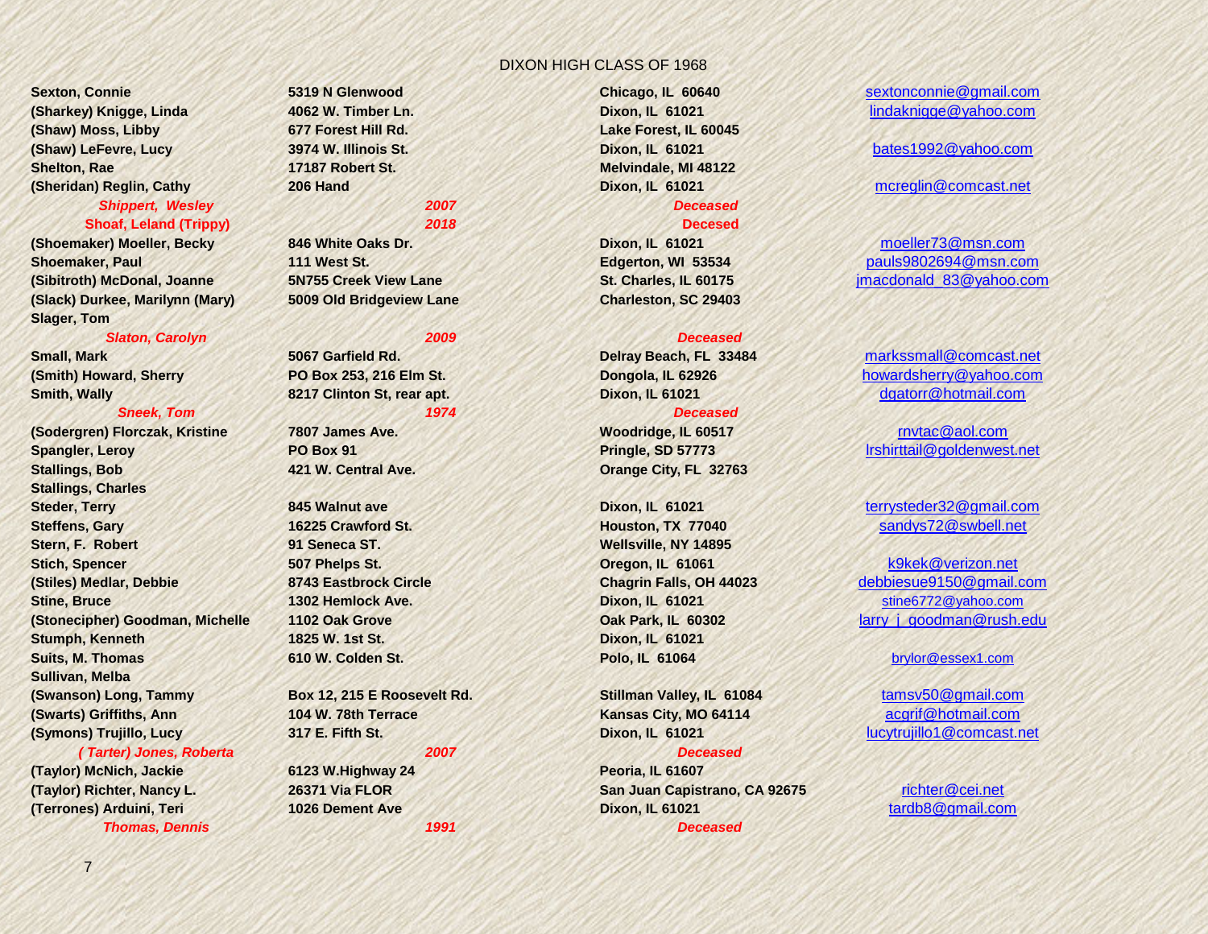DIXON HIGH CLASS OF 1968

| Name | Address | City/State | Email |
|---|---|---|---|
| **Sexton, Connie** | **5319 N Glenwood** | **Chicago, IL 60640** | sextonconnie@gmail.com |
| **(Sharkey) Knigge, Linda** | **4062 W. Timber Ln.** | **Dixon, IL 61021** | lindaknigge@yahoo.com |
| **(Shaw) Moss, Libby** | **677 Forest Hill Rd.** | **Lake Forest, IL 60045** | |
| **(Shaw) LeFevre, Lucy** | **3974 W. Illinois St.** | **Dixon, IL 61021** | bates1992@yahoo.com |
| **Shelton, Rae** | **17187 Robert St.** | **Melvindale, MI 48122** | |
| **(Sheridan) Reglin, Cathy** | **206 Hand** | **Dixon, IL 61021** | mcreglin@comcast.net |
| ***Shippert, Wesley*** | ***2007*** | ***Deceased*** | |
| **Shoaf, Leland (Trippy)** | **2018** | **Decesed** | |
| **(Shoemaker) Moeller, Becky** | **846 White Oaks Dr.** | **Dixon, IL 61021** | moeller73@msn.com |
| **Shoemaker, Paul** | **111 West St.** | **Edgerton, WI 53534** | pauls9802694@msn.com |
| **(Sibitroth) McDonal, Joanne** | **5N755 Creek View Lane** | **St. Charles, IL 60175** | jmacdonald_83@yahoo.com |
| **(Slack) Durkee, Marilynn (Mary)** | **5009 Old Bridgeview Lane** | **Charleston, SC 29403** | |
| **Slager, Tom** | | | |
| ***Slaton, Carolyn*** | ***2009*** | ***Deceased*** | |
| **Small, Mark** | **5067 Garfield Rd.** | **Delray Beach, FL 33484** | markssmall@comcast.net |
| **(Smith) Howard, Sherry** | **PO Box 253, 216 Elm St.** | **Dongola, IL 62926** | howardsherry@yahoo.com |
| **Smith, Wally** | **8217 Clinton St, rear apt.** | **Dixon, IL 61021** | dgatorr@hotmail.com |
| ***Sneek, Tom*** | ***1974*** | ***Deceased*** | |
| **(Sodergren) Florczak, Kristine** | **7807 James Ave.** | **Woodridge, IL 60517** | rnvtac@aol.com |
| **Spangler, Leroy** | **PO Box 91** | **Pringle, SD 57773** | lrshirttail@goldenwest.net |
| **Stallings, Bob** | **421 W. Central Ave.** | **Orange City, FL 32763** | |
| **Stallings, Charles** | | | |
| **Steder, Terry** | **845 Walnut ave** | **Dixon, IL 61021** | terrysteder32@gmail.com |
| **Steffens, Gary** | **16225 Crawford St.** | **Houston, TX 77040** | sandys72@swbell.net |
| **Stern, F. Robert** | **91 Seneca ST.** | **Wellsville, NY 14895** | |
| **Stich, Spencer** | **507 Phelps St.** | **Oregon, IL 61061** | k9kek@verizon.net |
| **(Stiles) Medlar, Debbie** | **8743 Eastbrock Circle** | **Chagrin Falls, OH 44023** | debbiesue9150@gmail.com |
| **Stine, Bruce** | **1302 Hemlock Ave.** | **Dixon, IL 61021** | stine6772@yahoo.com |
| **(Stonecipher) Goodman, Michelle** | **1102 Oak Grove** | **Oak Park, IL 60302** | larry_j_goodman@rush.edu |
| **Stumph, Kenneth** | **1825 W. 1st St.** | **Dixon, IL 61021** | |
| **Suits, M. Thomas** | **610 W. Colden St.** | **Polo, IL 61064** | brylor@essex1.com |
| **Sullivan, Melba** | | | |
| **(Swanson) Long, Tammy** | **Box 12, 215 E Roosevelt Rd.** | **Stillman Valley, IL 61084** | tamsv50@gmail.com |
| **(Swarts) Griffiths, Ann** | **104 W. 78th Terrace** | **Kansas City, MO 64114** | acgrif@hotmail.com |
| **(Symons) Trujillo, Lucy** | **317 E. Fifth St.** | **Dixon, IL 61021** | lucytrujillo1@comcast.net |
| ***( Tarter) Jones, Roberta*** | ***2007*** | ***Deceased*** | |
| **(Taylor) McNich, Jackie** | **6123 W.Highway 24** | **Peoria, IL 61607** | |
| **(Taylor) Richter, Nancy L.** | **26371 Via FLOR** | **San Juan Capistrano, CA 92675** | richter@cei.net |
| **(Terrones) Arduini, Teri** | **1026 Dement Ave** | **Dixon, IL 61021** | tardb8@gmail.com |
| ***Thomas, Dennis*** | ***1991*** | ***Deceased*** | |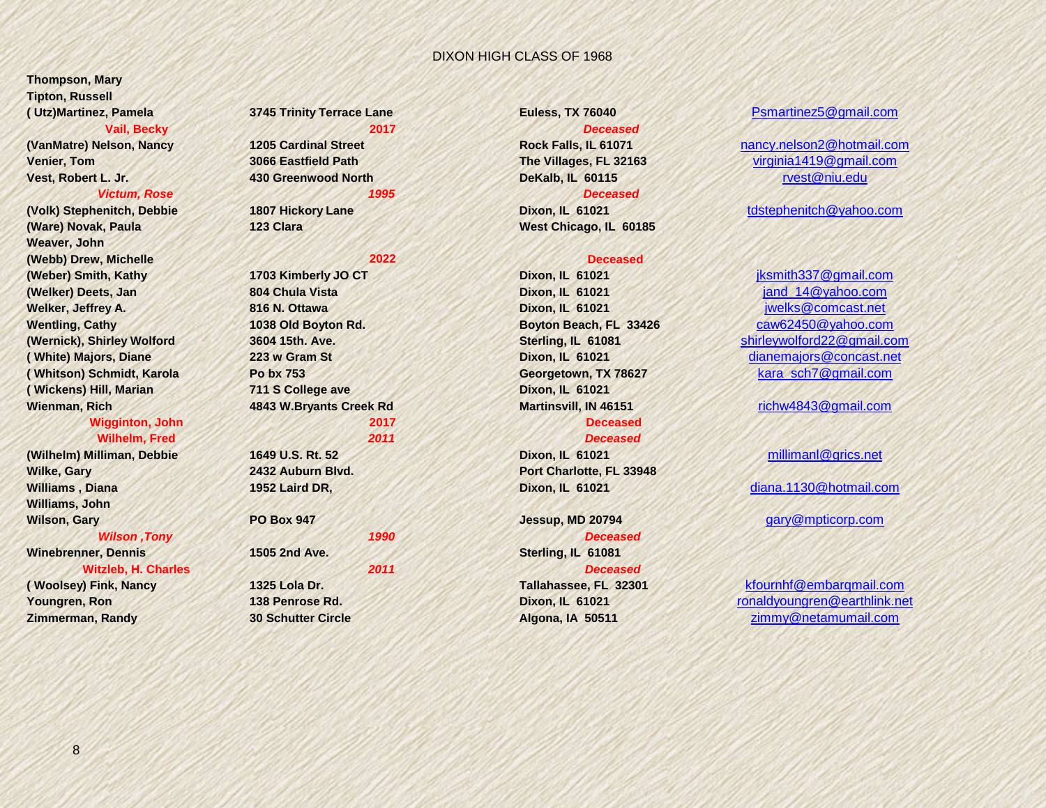DIXON HIGH CLASS OF 1968

| | | | |
|---|---|---|---|
| **Thompson, Mary** | | | |
| **Tipton, Russell** | | | |
| **( Utz)Martinez, Pamela** | **3745 Trinity Terrace Lane** | **Euless, TX 76040** | Psmartinez5@gmail.com |
| **Vail, Becky** | **2017** | ***Deceased*** | |
| **(VanMatre) Nelson, Nancy** | **1205 Cardinal Street** | **Rock Falls, IL 61071** | nancy.nelson2@hotmail.com |
| **Venier, Tom** | **3066 Eastfield Path** | **The Villages, FL 32163** | virginia1419@gmail.com |
| **Vest, Robert L. Jr.** | **430 Greenwood North** | **DeKalb, IL 60115** | rvest@niu.edu |
| ***Victum, Rose*** | ***1995*** | ***Deceased*** | |
| **(Volk) Stephenitch, Debbie** | **1807 Hickory Lane** | **Dixon, IL 61021** | tdstephenitch@yahoo.com |
| **(Ware) Novak, Paula** | **123 Clara** | **West Chicago, IL 60185** | |
| **Weaver, John** | | | |
| **(Webb) Drew, Michelle** | **2022** | **Deceased** | |
| **(Weber) Smith, Kathy** | **1703 Kimberly JO CT** | **Dixon, IL 61021** | jksmith337@gmail.com |
| **(Welker) Deets, Jan** | **804 Chula Vista** | **Dixon, IL 61021** | jand_14@yahoo.com |
| **Welker, Jeffrey A.** | **816 N. Ottawa** | **Dixon, IL 61021** | jwelks@comcast.net |
| **Wentling, Cathy** | **1038 Old Boyton Rd.** | **Boyton Beach, FL 33426** | caw62450@yahoo.com |
| **(Wernick), Shirley Wolford** | **3604 15th. Ave.** | **Sterling, IL 61081** | shirleywolford22@gmail.com |
| **( White) Majors, Diane** | **223 w Gram St** | **Dixon, IL 61021** | dianemajors@concast.net |
| **( Whitson) Schmidt, Karola** | **Po bx 753** | **Georgetown, TX 78627** | kara_sch7@gmail.com |
| **( Wickens) Hill, Marian** | **711 S College ave** | **Dixon, IL 61021** | |
| **Wienman, Rich** | **4843 W.Bryants Creek Rd** | **Martinsvill, IN 46151** | richw4843@gmail.com |
| **Wigginton, John** | **2017** | **Deceased** | |
| **Wilhelm, Fred** | ***2011*** | ***Deceased*** | |
| **(Wilhelm) Milliman, Debbie** | **1649 U.S. Rt. 52** | **Dixon, IL 61021** | millimanl@grics.net |
| **Wilke, Gary** | **2432 Auburn Blvd.** | **Port Charlotte, FL 33948** | |
| **Williams , Diana** | **1952 Laird DR,** | **Dixon, IL 61021** | diana.1130@hotmail.com |
| **Williams, John** | | | |
| **Wilson, Gary** | **PO Box 947** | **Jessup, MD 20794** | gary@mpticorp.com |
| ***Wilson ,Tony*** | ***1990*** | ***Deceased*** | |
| **Winebrenner, Dennis** | **1505 2nd Ave.** | **Sterling, IL 61081** | |
| **Witzleb, H. Charles** | ***2011*** | ***Deceased*** | |
| **( Woolsey) Fink, Nancy** | **1325 Lola Dr.** | **Tallahassee, FL 32301** | kfournhf@embarqmail.com |
| **Youngren, Ron** | **138 Penrose Rd.** | **Dixon, IL 61021** | ronaldyoungren@earthlink.net |
| **Zimmerman, Randy** | **30 Schutter Circle** | **Algona, IA 50511** | zimmy@netamumail.com |